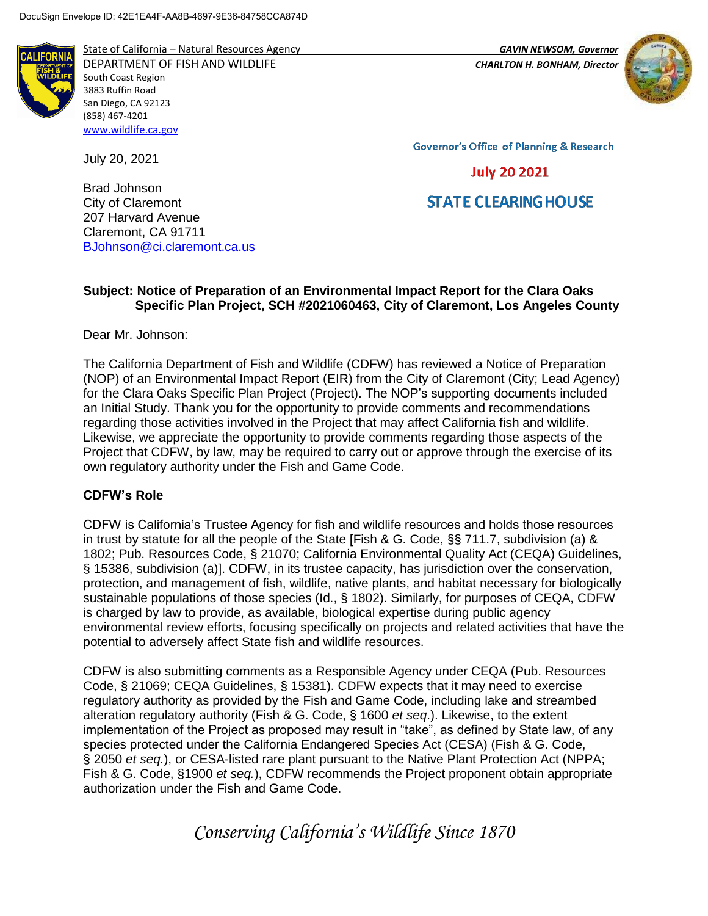DocuSign Envelope ID: 42E1EA4F-AA8B-4697-9E36-84758CCA874D

State of California – Natural Resources Agency
DEPARTMENT OF FISH AND WILDLIFE
South Coast Region
3883 Ruffin Road
San Diego, CA 92123
(858) 467-4201
www.wildlife.ca.gov

***GAVIN NEWSOM, Governor***
***CHARLTON H. BONHAM, Director***

Governor's Office of Planning & Research

**July 20 2021**

**STATE CLEARING HOUSE**

July 20, 2021

Brad Johnson
City of Claremont
207 Harvard Avenue
Claremont, CA 91711
BJohnson@ci.claremont.ca.us

**Subject: Notice of Preparation of an Environmental Impact Report for the Clara Oaks Specific Plan Project, SCH #2021060463, City of Claremont, Los Angeles County**

Dear Mr. Johnson:

The California Department of Fish and Wildlife (CDFW) has reviewed a Notice of Preparation (NOP) of an Environmental Impact Report (EIR) from the City of Claremont (City; Lead Agency) for the Clara Oaks Specific Plan Project (Project). The NOP's supporting documents included an Initial Study. Thank you for the opportunity to provide comments and recommendations regarding those activities involved in the Project that may affect California fish and wildlife. Likewise, we appreciate the opportunity to provide comments regarding those aspects of the Project that CDFW, by law, may be required to carry out or approve through the exercise of its own regulatory authority under the Fish and Game Code.

**CDFW's Role**

CDFW is California's Trustee Agency for fish and wildlife resources and holds those resources in trust by statute for all the people of the State [Fish & G. Code, §§ 711.7, subdivision (a) & 1802; Pub. Resources Code, § 21070; California Environmental Quality Act (CEQA) Guidelines, § 15386, subdivision (a)]. CDFW, in its trustee capacity, has jurisdiction over the conservation, protection, and management of fish, wildlife, native plants, and habitat necessary for biologically sustainable populations of those species (Id., § 1802). Similarly, for purposes of CEQA, CDFW is charged by law to provide, as available, biological expertise during public agency environmental review efforts, focusing specifically on projects and related activities that have the potential to adversely affect State fish and wildlife resources.

CDFW is also submitting comments as a Responsible Agency under CEQA (Pub. Resources Code, § 21069; CEQA Guidelines, § 15381). CDFW expects that it may need to exercise regulatory authority as provided by the Fish and Game Code, including lake and streambed alteration regulatory authority (Fish & G. Code, § 1600 *et seq*.). Likewise, to the extent implementation of the Project as proposed may result in "take", as defined by State law, of any species protected under the California Endangered Species Act (CESA) (Fish & G. Code, § 2050 *et seq.*), or CESA-listed rare plant pursuant to the Native Plant Protection Act (NPPA; Fish & G. Code, §1900 *et seq.*), CDFW recommends the Project proponent obtain appropriate authorization under the Fish and Game Code.

*Conserving California's Wildlife Since 1870*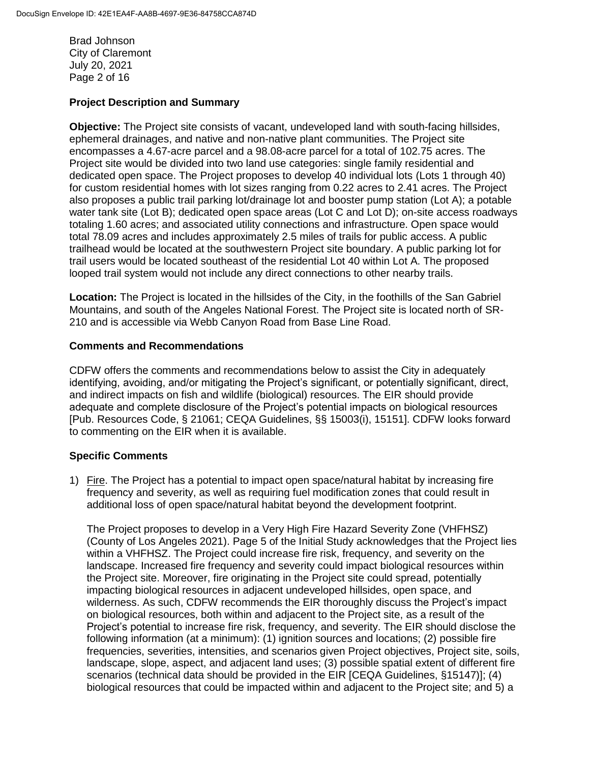## Project Description and Summary

**Objective:** The Project site consists of vacant, undeveloped land with south-facing hillsides, ephemeral drainages, and native and non-native plant communities. The Project site encompasses a 4.67-acre parcel and a 98.08-acre parcel for a total of 102.75 acres. The Project site would be divided into two land use categories: single family residential and dedicated open space. The Project proposes to develop 40 individual lots (Lots 1 through 40) for custom residential homes with lot sizes ranging from 0.22 acres to 2.41 acres. The Project also proposes a public trail parking lot/drainage lot and booster pump station (Lot A); a potable water tank site (Lot B); dedicated open space areas (Lot C and Lot D); on-site access roadways totaling 1.60 acres; and associated utility connections and infrastructure. Open space would total 78.09 acres and includes approximately 2.5 miles of trails for public access. A public trailhead would be located at the southwestern Project site boundary. A public parking lot for trail users would be located southeast of the residential Lot 40 within Lot A. The proposed looped trail system would not include any direct connections to other nearby trails.

**Location:** The Project is located in the hillsides of the City, in the foothills of the San Gabriel Mountains, and south of the Angeles National Forest. The Project site is located north of SR-210 and is accessible via Webb Canyon Road from Base Line Road.

## Comments and Recommendations

CDFW offers the comments and recommendations below to assist the City in adequately identifying, avoiding, and/or mitigating the Project's significant, or potentially significant, direct, and indirect impacts on fish and wildlife (biological) resources. The EIR should provide adequate and complete disclosure of the Project's potential impacts on biological resources [Pub. Resources Code, § 21061; CEQA Guidelines, §§ 15003(i), 15151]. CDFW looks forward to commenting on the EIR when it is available.

## Specific Comments

1) Fire. The Project has a potential to impact open space/natural habitat by increasing fire frequency and severity, as well as requiring fuel modification zones that could result in additional loss of open space/natural habitat beyond the development footprint.

   The Project proposes to develop in a Very High Fire Hazard Severity Zone (VHFHSZ) (County of Los Angeles 2021). Page 5 of the Initial Study acknowledges that the Project lies within a VHFHSZ. The Project could increase fire risk, frequency, and severity on the landscape. Increased fire frequency and severity could impact biological resources within the Project site. Moreover, fire originating in the Project site could spread, potentially impacting biological resources in adjacent undeveloped hillsides, open space, and wilderness. As such, CDFW recommends the EIR thoroughly discuss the Project's impact on biological resources, both within and adjacent to the Project site, as a result of the Project's potential to increase fire risk, frequency, and severity. The EIR should disclose the following information (at a minimum): (1) ignition sources and locations; (2) possible fire frequencies, severities, intensities, and scenarios given Project objectives, Project site, soils, landscape, slope, aspect, and adjacent land uses; (3) possible spatial extent of different fire scenarios (technical data should be provided in the EIR [CEQA Guidelines, §15147)]; (4) biological resources that could be impacted within and adjacent to the Project site; and 5) a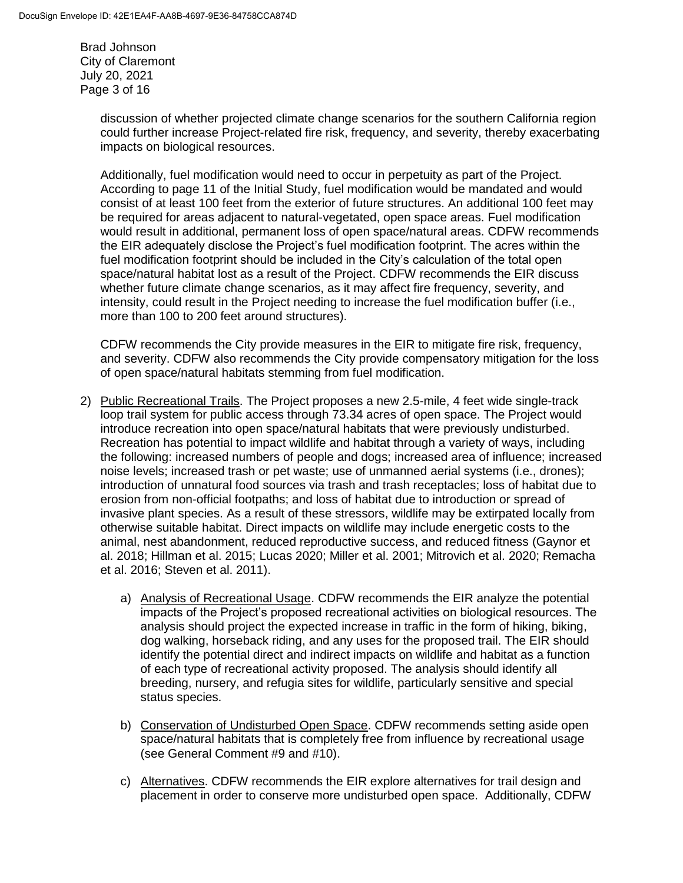discussion of whether projected climate change scenarios for the southern California region could further increase Project-related fire risk, frequency, and severity, thereby exacerbating impacts on biological resources.

Additionally, fuel modification would need to occur in perpetuity as part of the Project. According to page 11 of the Initial Study, fuel modification would be mandated and would consist of at least 100 feet from the exterior of future structures. An additional 100 feet may be required for areas adjacent to natural-vegetated, open space areas. Fuel modification would result in additional, permanent loss of open space/natural areas. CDFW recommends the EIR adequately disclose the Project's fuel modification footprint. The acres within the fuel modification footprint should be included in the City's calculation of the total open space/natural habitat lost as a result of the Project. CDFW recommends the EIR discuss whether future climate change scenarios, as it may affect fire frequency, severity, and intensity, could result in the Project needing to increase the fuel modification buffer (i.e., more than 100 to 200 feet around structures).

CDFW recommends the City provide measures in the EIR to mitigate fire risk, frequency, and severity. CDFW also recommends the City provide compensatory mitigation for the loss of open space/natural habitats stemming from fuel modification.

2) Public Recreational Trails. The Project proposes a new 2.5-mile, 4 feet wide single-track loop trail system for public access through 73.34 acres of open space. The Project would introduce recreation into open space/natural habitats that were previously undisturbed. Recreation has potential to impact wildlife and habitat through a variety of ways, including the following: increased numbers of people and dogs; increased area of influence; increased noise levels; increased trash or pet waste; use of unmanned aerial systems (i.e., drones); introduction of unnatural food sources via trash and trash receptacles; loss of habitat due to erosion from non-official footpaths; and loss of habitat due to introduction or spread of invasive plant species. As a result of these stressors, wildlife may be extirpated locally from otherwise suitable habitat. Direct impacts on wildlife may include energetic costs to the animal, nest abandonment, reduced reproductive success, and reduced fitness (Gaynor et al. 2018; Hillman et al. 2015; Lucas 2020; Miller et al. 2001; Mitrovich et al. 2020; Remacha et al. 2016; Steven et al. 2011).

   a) Analysis of Recreational Usage. CDFW recommends the EIR analyze the potential impacts of the Project's proposed recreational activities on biological resources. The analysis should project the expected increase in traffic in the form of hiking, biking, dog walking, horseback riding, and any uses for the proposed trail. The EIR should identify the potential direct and indirect impacts on wildlife and habitat as a function of each type of recreational activity proposed. The analysis should identify all breeding, nursery, and refugia sites for wildlife, particularly sensitive and special status species.

   b) Conservation of Undisturbed Open Space. CDFW recommends setting aside open space/natural habitats that is completely free from influence by recreational usage (see General Comment #9 and #10).

   c) Alternatives. CDFW recommends the EIR explore alternatives for trail design and placement in order to conserve more undisturbed open space. Additionally, CDFW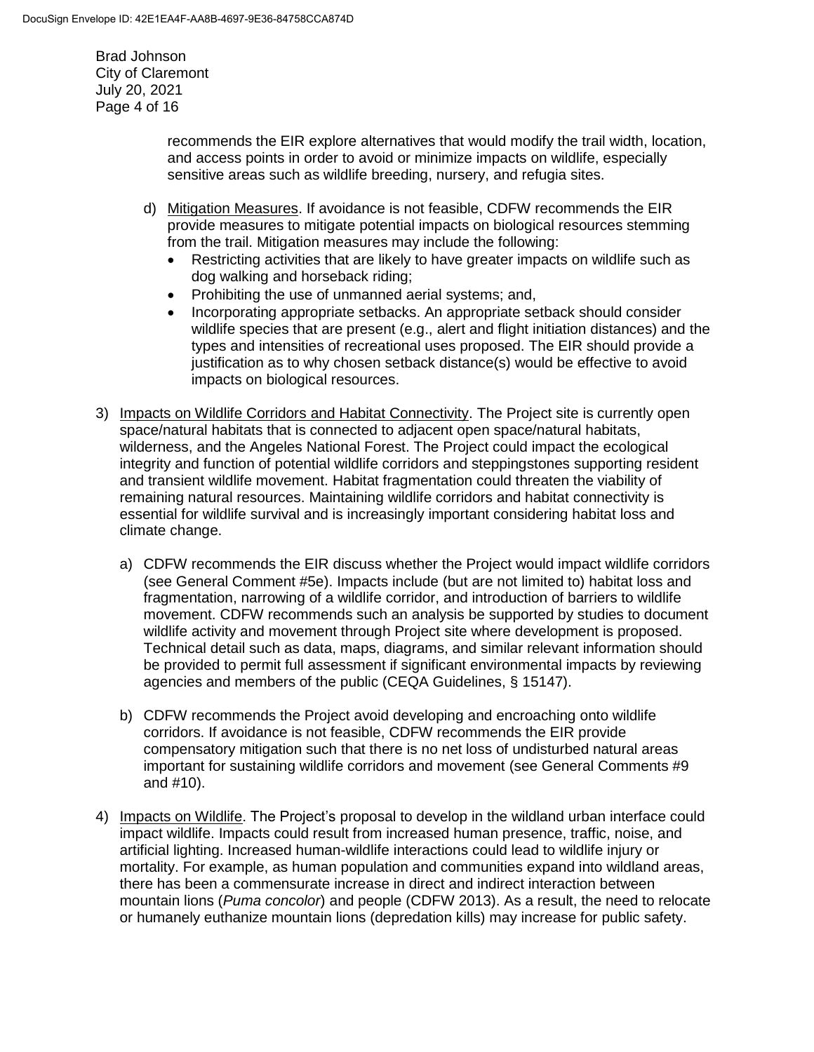recommends the EIR explore alternatives that would modify the trail width, location, and access points in order to avoid or minimize impacts on wildlife, especially sensitive areas such as wildlife breeding, nursery, and refugia sites.

d) Mitigation Measures. If avoidance is not feasible, CDFW recommends the EIR provide measures to mitigate potential impacts on biological resources stemming from the trail. Mitigation measures may include the following:
   - Restricting activities that are likely to have greater impacts on wildlife such as dog walking and horseback riding;
   - Prohibiting the use of unmanned aerial systems; and,
   - Incorporating appropriate setbacks. An appropriate setback should consider wildlife species that are present (e.g., alert and flight initiation distances) and the types and intensities of recreational uses proposed. The EIR should provide a justification as to why chosen setback distance(s) would be effective to avoid impacts on biological resources.

3) Impacts on Wildlife Corridors and Habitat Connectivity. The Project site is currently open space/natural habitats that is connected to adjacent open space/natural habitats, wilderness, and the Angeles National Forest. The Project could impact the ecological integrity and function of potential wildlife corridors and steppingstones supporting resident and transient wildlife movement. Habitat fragmentation could threaten the viability of remaining natural resources. Maintaining wildlife corridors and habitat connectivity is essential for wildlife survival and is increasingly important considering habitat loss and climate change.

   a) CDFW recommends the EIR discuss whether the Project would impact wildlife corridors (see General Comment #5e). Impacts include (but are not limited to) habitat loss and fragmentation, narrowing of a wildlife corridor, and introduction of barriers to wildlife movement. CDFW recommends such an analysis be supported by studies to document wildlife activity and movement through Project site where development is proposed. Technical detail such as data, maps, diagrams, and similar relevant information should be provided to permit full assessment if significant environmental impacts by reviewing agencies and members of the public (CEQA Guidelines, § 15147).

   b) CDFW recommends the Project avoid developing and encroaching onto wildlife corridors. If avoidance is not feasible, CDFW recommends the EIR provide compensatory mitigation such that there is no net loss of undisturbed natural areas important for sustaining wildlife corridors and movement (see General Comments #9 and #10).

4) Impacts on Wildlife. The Project's proposal to develop in the wildland urban interface could impact wildlife. Impacts could result from increased human presence, traffic, noise, and artificial lighting. Increased human-wildlife interactions could lead to wildlife injury or mortality. For example, as human population and communities expand into wildland areas, there has been a commensurate increase in direct and indirect interaction between mountain lions (*Puma concolor*) and people (CDFW 2013). As a result, the need to relocate or humanely euthanize mountain lions (depredation kills) may increase for public safety.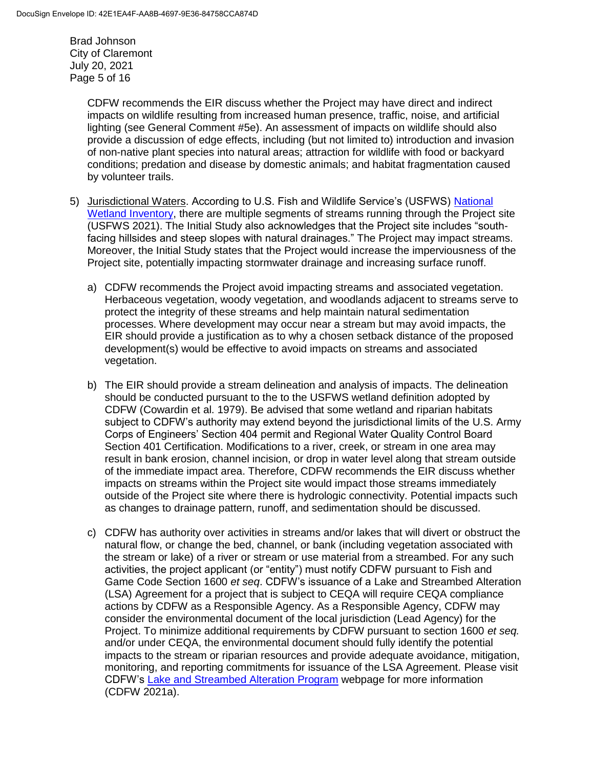CDFW recommends the EIR discuss whether the Project may have direct and indirect impacts on wildlife resulting from increased human presence, traffic, noise, and artificial lighting (see General Comment #5e). An assessment of impacts on wildlife should also provide a discussion of edge effects, including (but not limited to) introduction and invasion of non-native plant species into natural areas; attraction for wildlife with food or backyard conditions; predation and disease by domestic animals; and habitat fragmentation caused by volunteer trails.

5) Jurisdictional Waters. According to U.S. Fish and Wildlife Service's (USFWS) National Wetland Inventory, there are multiple segments of streams running through the Project site (USFWS 2021). The Initial Study also acknowledges that the Project site includes "south-facing hillsides and steep slopes with natural drainages." The Project may impact streams. Moreover, the Initial Study states that the Project would increase the imperviousness of the Project site, potentially impacting stormwater drainage and increasing surface runoff.

   a) CDFW recommends the Project avoid impacting streams and associated vegetation. Herbaceous vegetation, woody vegetation, and woodlands adjacent to streams serve to protect the integrity of these streams and help maintain natural sedimentation processes. Where development may occur near a stream but may avoid impacts, the EIR should provide a justification as to why a chosen setback distance of the proposed development(s) would be effective to avoid impacts on streams and associated vegetation.

   b) The EIR should provide a stream delineation and analysis of impacts. The delineation should be conducted pursuant to the to the USFWS wetland definition adopted by CDFW (Cowardin et al. 1979). Be advised that some wetland and riparian habitats subject to CDFW's authority may extend beyond the jurisdictional limits of the U.S. Army Corps of Engineers' Section 404 permit and Regional Water Quality Control Board Section 401 Certification. Modifications to a river, creek, or stream in one area may result in bank erosion, channel incision, or drop in water level along that stream outside of the immediate impact area. Therefore, CDFW recommends the EIR discuss whether impacts on streams within the Project site would impact those streams immediately outside of the Project site where there is hydrologic connectivity. Potential impacts such as changes to drainage pattern, runoff, and sedimentation should be discussed.

   c) CDFW has authority over activities in streams and/or lakes that will divert or obstruct the natural flow, or change the bed, channel, or bank (including vegetation associated with the stream or lake) of a river or stream or use material from a streambed. For any such activities, the project applicant (or "entity") must notify CDFW pursuant to Fish and Game Code Section 1600 *et seq*. CDFW's issuance of a Lake and Streambed Alteration (LSA) Agreement for a project that is subject to CEQA will require CEQA compliance actions by CDFW as a Responsible Agency. As a Responsible Agency, CDFW may consider the environmental document of the local jurisdiction (Lead Agency) for the Project. To minimize additional requirements by CDFW pursuant to section 1600 *et seq.* and/or under CEQA, the environmental document should fully identify the potential impacts to the stream or riparian resources and provide adequate avoidance, mitigation, monitoring, and reporting commitments for issuance of the LSA Agreement. Please visit CDFW's Lake and Streambed Alteration Program webpage for more information (CDFW 2021a).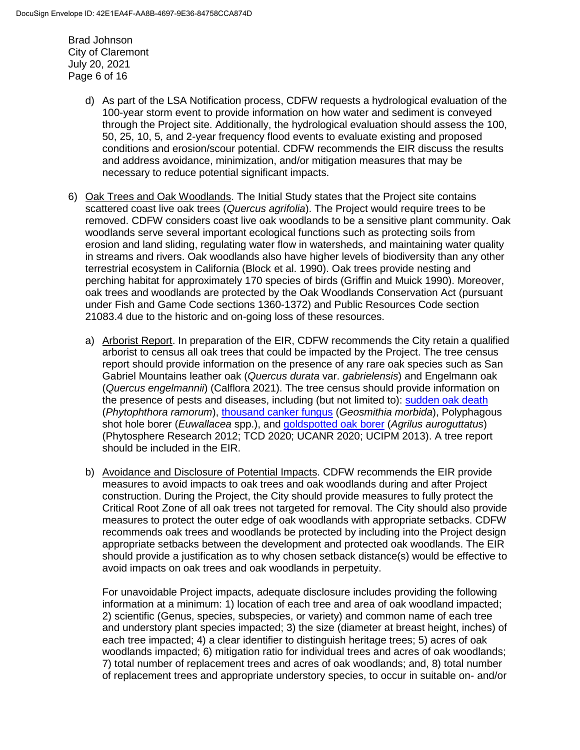d) As part of the LSA Notification process, CDFW requests a hydrological evaluation of the 100-year storm event to provide information on how water and sediment is conveyed through the Project site. Additionally, the hydrological evaluation should assess the 100, 50, 25, 10, 5, and 2-year frequency flood events to evaluate existing and proposed conditions and erosion/scour potential. CDFW recommends the EIR discuss the results and address avoidance, minimization, and/or mitigation measures that may be necessary to reduce potential significant impacts.

6) Oak Trees and Oak Woodlands. The Initial Study states that the Project site contains scattered coast live oak trees (*Quercus agrifolia*). The Project would require trees to be removed. CDFW considers coast live oak woodlands to be a sensitive plant community. Oak woodlands serve several important ecological functions such as protecting soils from erosion and land sliding, regulating water flow in watersheds, and maintaining water quality in streams and rivers. Oak woodlands also have higher levels of biodiversity than any other terrestrial ecosystem in California (Block et al. 1990). Oak trees provide nesting and perching habitat for approximately 170 species of birds (Griffin and Muick 1990). Moreover, oak trees and woodlands are protected by the Oak Woodlands Conservation Act (pursuant under Fish and Game Code sections 1360-1372) and Public Resources Code section 21083.4 due to the historic and on-going loss of these resources.

   a) Arborist Report. In preparation of the EIR, CDFW recommends the City retain a qualified arborist to census all oak trees that could be impacted by the Project. The tree census report should provide information on the presence of any rare oak species such as San Gabriel Mountains leather oak (*Quercus durata* var. *gabrielensis*) and Engelmann oak (*Quercus engelmannii*) (Calflora 2021). The tree census should provide information on the presence of pests and diseases, including (but not limited to): sudden oak death (*Phytophthora ramorum*), thousand canker fungus (*Geosmithia morbida*), Polyphagous shot hole borer (*Euwallacea* spp.), and goldspotted oak borer (*Agrilus auroguttatus*) (Phytosphere Research 2012; TCD 2020; UCANR 2020; UCIPM 2013). A tree report should be included in the EIR.

   b) Avoidance and Disclosure of Potential Impacts. CDFW recommends the EIR provide measures to avoid impacts to oak trees and oak woodlands during and after Project construction. During the Project, the City should provide measures to fully protect the Critical Root Zone of all oak trees not targeted for removal. The City should also provide measures to protect the outer edge of oak woodlands with appropriate setbacks. CDFW recommends oak trees and woodlands be protected by including into the Project design appropriate setbacks between the development and protected oak woodlands. The EIR should provide a justification as to why chosen setback distance(s) would be effective to avoid impacts on oak trees and oak woodlands in perpetuity.

   For unavoidable Project impacts, adequate disclosure includes providing the following information at a minimum: 1) location of each tree and area of oak woodland impacted; 2) scientific (Genus, species, subspecies, or variety) and common name of each tree and understory plant species impacted; 3) the size (diameter at breast height, inches) of each tree impacted; 4) a clear identifier to distinguish heritage trees; 5) acres of oak woodlands impacted; 6) mitigation ratio for individual trees and acres of oak woodlands; 7) total number of replacement trees and acres of oak woodlands; and, 8) total number of replacement trees and appropriate understory species, to occur in suitable on- and/or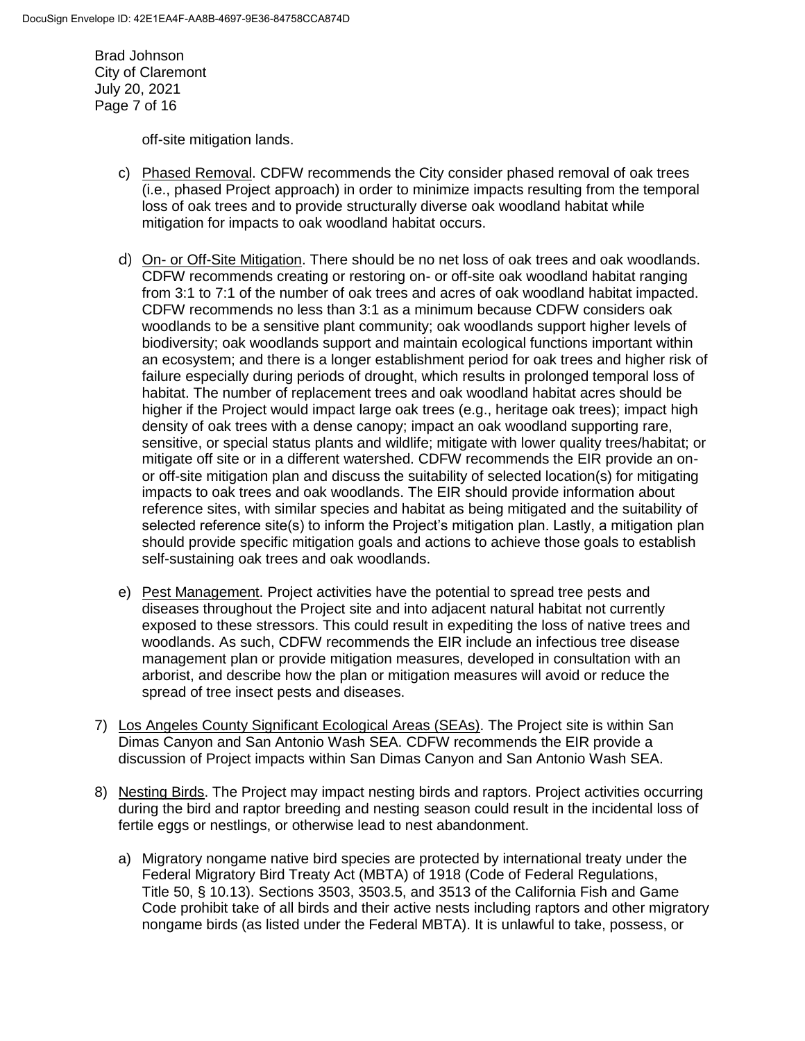off-site mitigation lands.

c) Phased Removal. CDFW recommends the City consider phased removal of oak trees (i.e., phased Project approach) in order to minimize impacts resulting from the temporal loss of oak trees and to provide structurally diverse oak woodland habitat while mitigation for impacts to oak woodland habitat occurs.

d) On- or Off-Site Mitigation. There should be no net loss of oak trees and oak woodlands. CDFW recommends creating or restoring on- or off-site oak woodland habitat ranging from 3:1 to 7:1 of the number of oak trees and acres of oak woodland habitat impacted. CDFW recommends no less than 3:1 as a minimum because CDFW considers oak woodlands to be a sensitive plant community; oak woodlands support higher levels of biodiversity; oak woodlands support and maintain ecological functions important within an ecosystem; and there is a longer establishment period for oak trees and higher risk of failure especially during periods of drought, which results in prolonged temporal loss of habitat. The number of replacement trees and oak woodland habitat acres should be higher if the Project would impact large oak trees (e.g., heritage oak trees); impact high density of oak trees with a dense canopy; impact an oak woodland supporting rare, sensitive, or special status plants and wildlife; mitigate with lower quality trees/habitat; or mitigate off site or in a different watershed. CDFW recommends the EIR provide an on- or off-site mitigation plan and discuss the suitability of selected location(s) for mitigating impacts to oak trees and oak woodlands. The EIR should provide information about reference sites, with similar species and habitat as being mitigated and the suitability of selected reference site(s) to inform the Project's mitigation plan. Lastly, a mitigation plan should provide specific mitigation goals and actions to achieve those goals to establish self-sustaining oak trees and oak woodlands.

e) Pest Management. Project activities have the potential to spread tree pests and diseases throughout the Project site and into adjacent natural habitat not currently exposed to these stressors. This could result in expediting the loss of native trees and woodlands. As such, CDFW recommends the EIR include an infectious tree disease management plan or provide mitigation measures, developed in consultation with an arborist, and describe how the plan or mitigation measures will avoid or reduce the spread of tree insect pests and diseases.

7) Los Angeles County Significant Ecological Areas (SEAs). The Project site is within San Dimas Canyon and San Antonio Wash SEA. CDFW recommends the EIR provide a discussion of Project impacts within San Dimas Canyon and San Antonio Wash SEA.

8) Nesting Birds. The Project may impact nesting birds and raptors. Project activities occurring during the bird and raptor breeding and nesting season could result in the incidental loss of fertile eggs or nestlings, or otherwise lead to nest abandonment.

a) Migratory nongame native bird species are protected by international treaty under the Federal Migratory Bird Treaty Act (MBTA) of 1918 (Code of Federal Regulations, Title 50, § 10.13). Sections 3503, 3503.5, and 3513 of the California Fish and Game Code prohibit take of all birds and their active nests including raptors and other migratory nongame birds (as listed under the Federal MBTA). It is unlawful to take, possess, or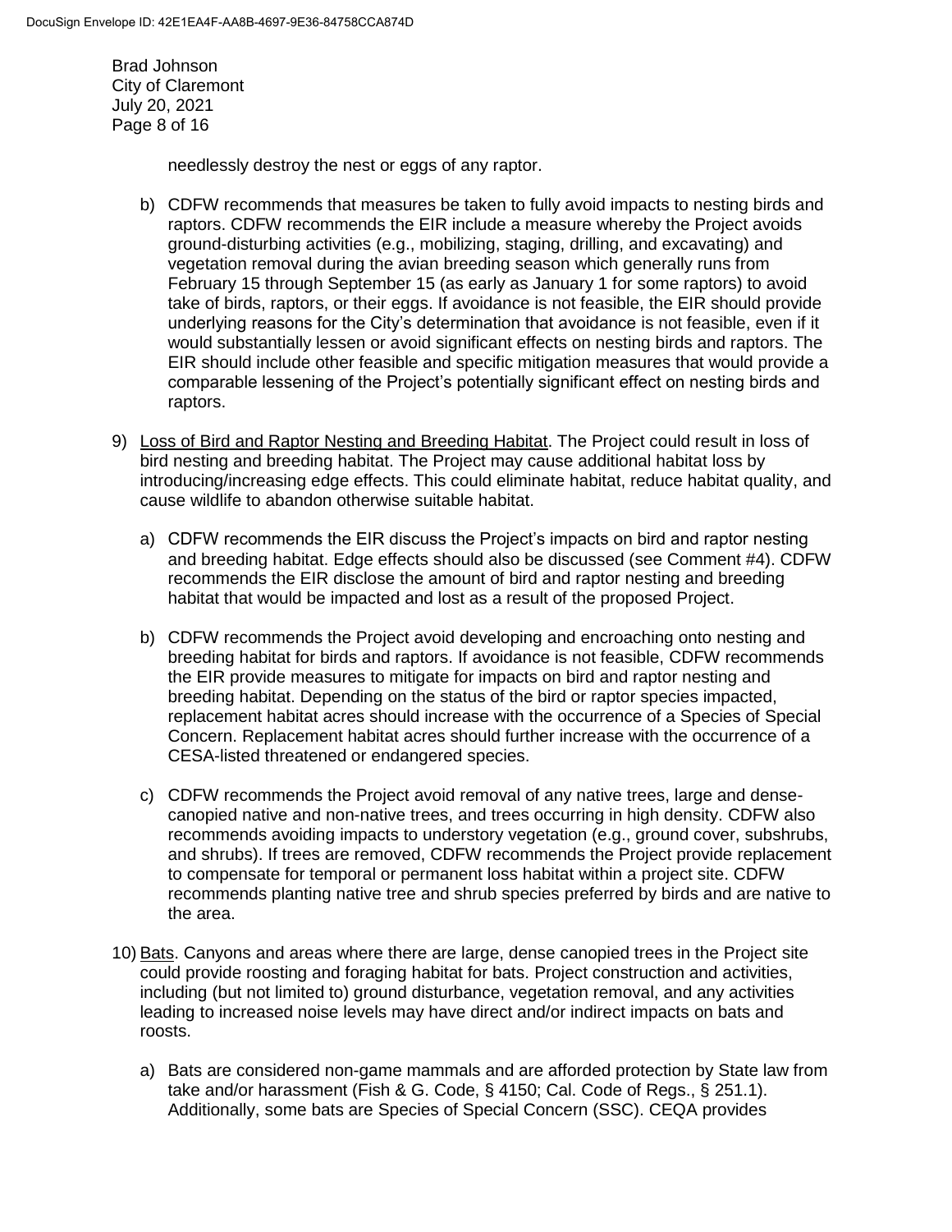needlessly destroy the nest or eggs of any raptor.

b) CDFW recommends that measures be taken to fully avoid impacts to nesting birds and raptors. CDFW recommends the EIR include a measure whereby the Project avoids ground-disturbing activities (e.g., mobilizing, staging, drilling, and excavating) and vegetation removal during the avian breeding season which generally runs from February 15 through September 15 (as early as January 1 for some raptors) to avoid take of birds, raptors, or their eggs. If avoidance is not feasible, the EIR should provide underlying reasons for the City's determination that avoidance is not feasible, even if it would substantially lessen or avoid significant effects on nesting birds and raptors. The EIR should include other feasible and specific mitigation measures that would provide a comparable lessening of the Project's potentially significant effect on nesting birds and raptors.

9) <u>Loss of Bird and Raptor Nesting and Breeding Habitat</u>. The Project could result in loss of bird nesting and breeding habitat. The Project may cause additional habitat loss by introducing/increasing edge effects. This could eliminate habitat, reduce habitat quality, and cause wildlife to abandon otherwise suitable habitat.

   a) CDFW recommends the EIR discuss the Project's impacts on bird and raptor nesting and breeding habitat. Edge effects should also be discussed (see Comment #4). CDFW recommends the EIR disclose the amount of bird and raptor nesting and breeding habitat that would be impacted and lost as a result of the proposed Project.

   b) CDFW recommends the Project avoid developing and encroaching onto nesting and breeding habitat for birds and raptors. If avoidance is not feasible, CDFW recommends the EIR provide measures to mitigate for impacts on bird and raptor nesting and breeding habitat. Depending on the status of the bird or raptor species impacted, replacement habitat acres should increase with the occurrence of a Species of Special Concern. Replacement habitat acres should further increase with the occurrence of a CESA-listed threatened or endangered species.

   c) CDFW recommends the Project avoid removal of any native trees, large and dense-canopied native and non-native trees, and trees occurring in high density. CDFW also recommends avoiding impacts to understory vegetation (e.g., ground cover, subshrubs, and shrubs). If trees are removed, CDFW recommends the Project provide replacement to compensate for temporal or permanent loss habitat within a project site. CDFW recommends planting native tree and shrub species preferred by birds and are native to the area.

10) <u>Bats</u>. Canyons and areas where there are large, dense canopied trees in the Project site could provide roosting and foraging habitat for bats. Project construction and activities, including (but not limited to) ground disturbance, vegetation removal, and any activities leading to increased noise levels may have direct and/or indirect impacts on bats and roosts.

   a) Bats are considered non-game mammals and are afforded protection by State law from take and/or harassment (Fish & G. Code, § 4150; Cal. Code of Regs., § 251.1). Additionally, some bats are Species of Special Concern (SSC). CEQA provides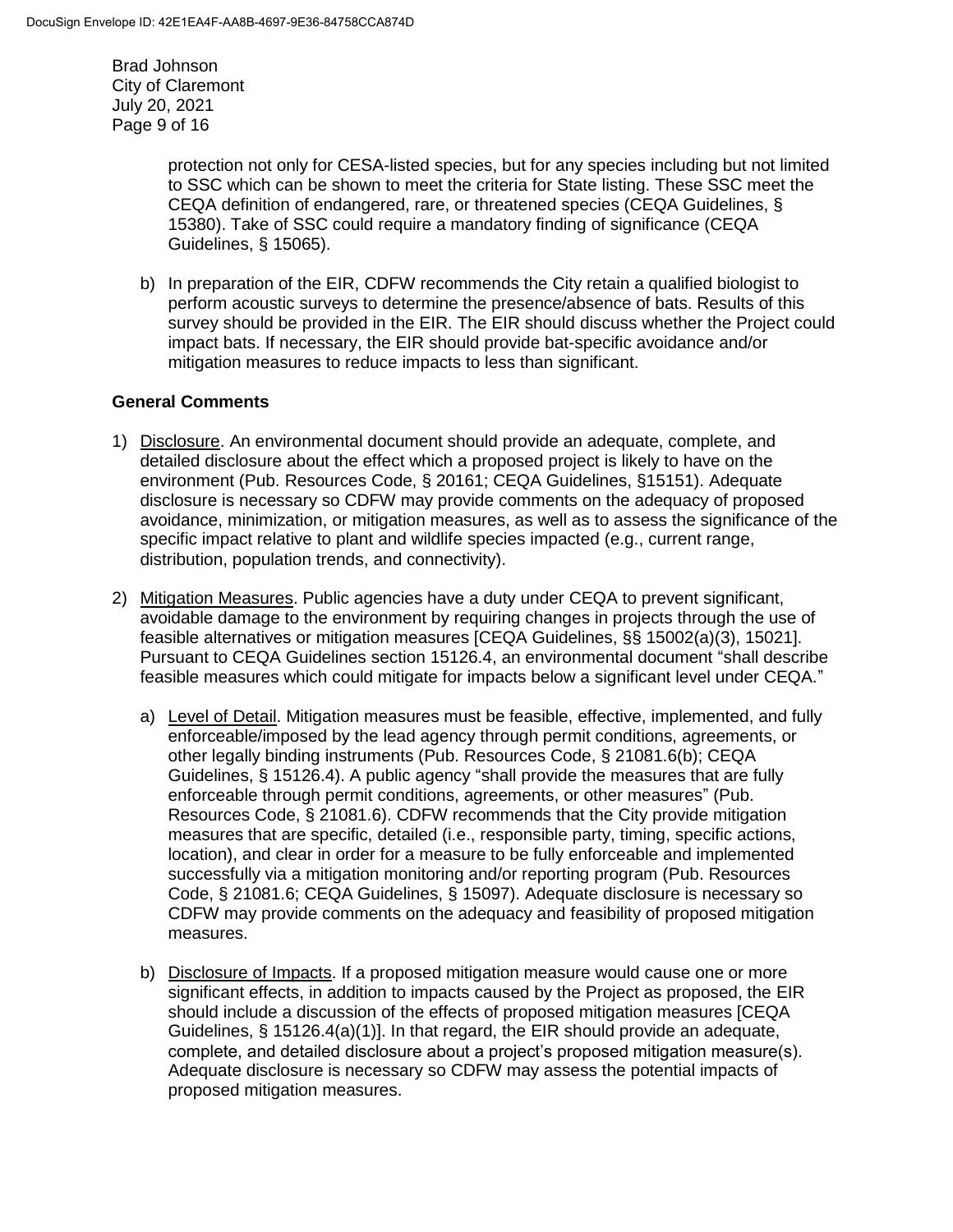protection not only for CESA-listed species, but for any species including but not limited to SSC which can be shown to meet the criteria for State listing. These SSC meet the CEQA definition of endangered, rare, or threatened species (CEQA Guidelines, § 15380). Take of SSC could require a mandatory finding of significance (CEQA Guidelines, § 15065).

b) In preparation of the EIR, CDFW recommends the City retain a qualified biologist to perform acoustic surveys to determine the presence/absence of bats. Results of this survey should be provided in the EIR. The EIR should discuss whether the Project could impact bats. If necessary, the EIR should provide bat-specific avoidance and/or mitigation measures to reduce impacts to less than significant.

## General Comments

1) Disclosure. An environmental document should provide an adequate, complete, and detailed disclosure about the effect which a proposed project is likely to have on the environment (Pub. Resources Code, § 20161; CEQA Guidelines, §15151). Adequate disclosure is necessary so CDFW may provide comments on the adequacy of proposed avoidance, minimization, or mitigation measures, as well as to assess the significance of the specific impact relative to plant and wildlife species impacted (e.g., current range, distribution, population trends, and connectivity).

2) Mitigation Measures. Public agencies have a duty under CEQA to prevent significant, avoidable damage to the environment by requiring changes in projects through the use of feasible alternatives or mitigation measures [CEQA Guidelines, §§ 15002(a)(3), 15021]. Pursuant to CEQA Guidelines section 15126.4, an environmental document "shall describe feasible measures which could mitigate for impacts below a significant level under CEQA."

   a) Level of Detail. Mitigation measures must be feasible, effective, implemented, and fully enforceable/imposed by the lead agency through permit conditions, agreements, or other legally binding instruments (Pub. Resources Code, § 21081.6(b); CEQA Guidelines, § 15126.4). A public agency "shall provide the measures that are fully enforceable through permit conditions, agreements, or other measures" (Pub. Resources Code, § 21081.6). CDFW recommends that the City provide mitigation measures that are specific, detailed (i.e., responsible party, timing, specific actions, location), and clear in order for a measure to be fully enforceable and implemented successfully via a mitigation monitoring and/or reporting program (Pub. Resources Code, § 21081.6; CEQA Guidelines, § 15097). Adequate disclosure is necessary so CDFW may provide comments on the adequacy and feasibility of proposed mitigation measures.

   b) Disclosure of Impacts. If a proposed mitigation measure would cause one or more significant effects, in addition to impacts caused by the Project as proposed, the EIR should include a discussion of the effects of proposed mitigation measures [CEQA Guidelines, § 15126.4(a)(1)]. In that regard, the EIR should provide an adequate, complete, and detailed disclosure about a project's proposed mitigation measure(s). Adequate disclosure is necessary so CDFW may assess the potential impacts of proposed mitigation measures.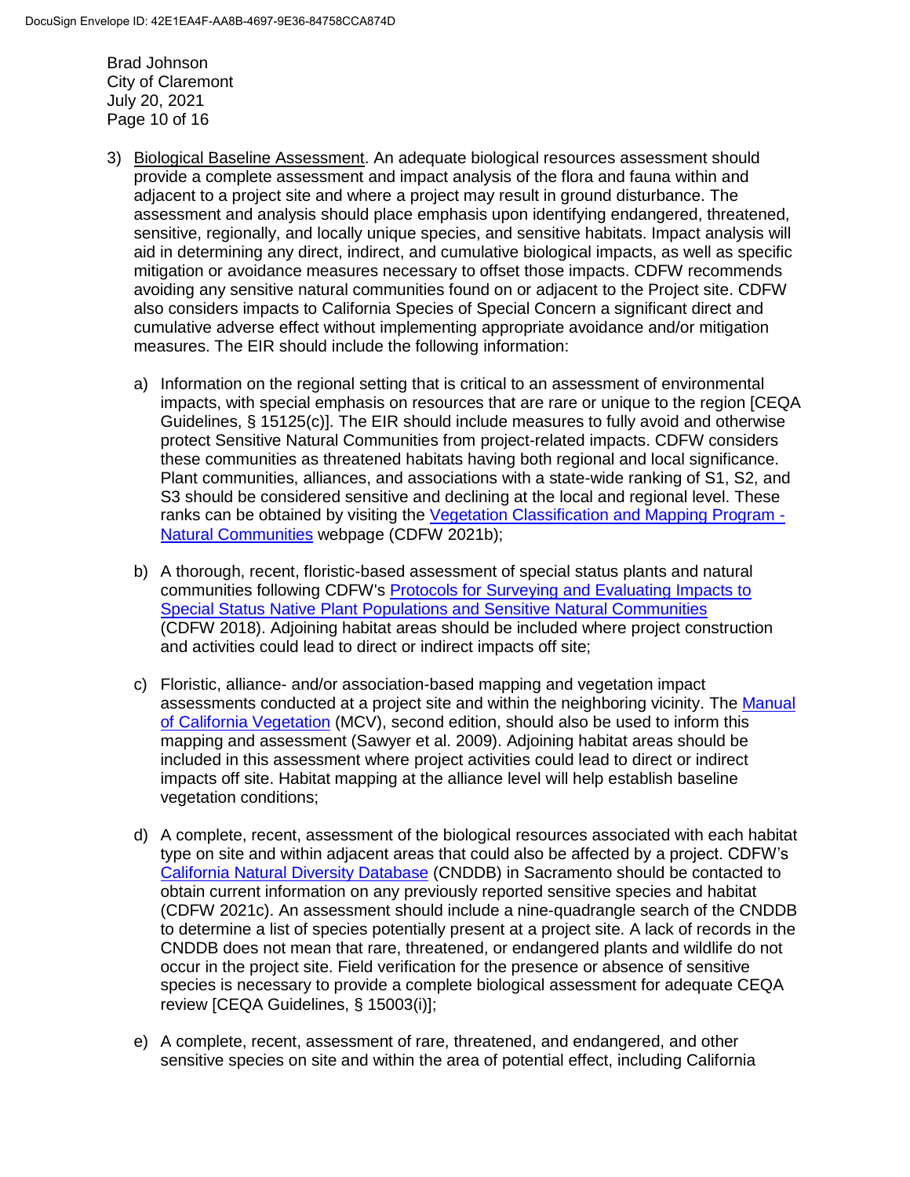3) Biological Baseline Assessment. An adequate biological resources assessment should provide a complete assessment and impact analysis of the flora and fauna within and adjacent to a project site and where a project may result in ground disturbance. The assessment and analysis should place emphasis upon identifying endangered, threatened, sensitive, regionally, and locally unique species, and sensitive habitats. Impact analysis will aid in determining any direct, indirect, and cumulative biological impacts, as well as specific mitigation or avoidance measures necessary to offset those impacts. CDFW recommends avoiding any sensitive natural communities found on or adjacent to the Project site. CDFW also considers impacts to California Species of Special Concern a significant direct and cumulative adverse effect without implementing appropriate avoidance and/or mitigation measures. The EIR should include the following information:

   a) Information on the regional setting that is critical to an assessment of environmental impacts, with special emphasis on resources that are rare or unique to the region [CEQA Guidelines, § 15125(c)]. The EIR should include measures to fully avoid and otherwise protect Sensitive Natural Communities from project-related impacts. CDFW considers these communities as threatened habitats having both regional and local significance. Plant communities, alliances, and associations with a state-wide ranking of S1, S2, and S3 should be considered sensitive and declining at the local and regional level. These ranks can be obtained by visiting the Vegetation Classification and Mapping Program - Natural Communities webpage (CDFW 2021b);

   b) A thorough, recent, floristic-based assessment of special status plants and natural communities following CDFW's Protocols for Surveying and Evaluating Impacts to Special Status Native Plant Populations and Sensitive Natural Communities (CDFW 2018). Adjoining habitat areas should be included where project construction and activities could lead to direct or indirect impacts off site;

   c) Floristic, alliance- and/or association-based mapping and vegetation impact assessments conducted at a project site and within the neighboring vicinity. The Manual of California Vegetation (MCV), second edition, should also be used to inform this mapping and assessment (Sawyer et al. 2009). Adjoining habitat areas should be included in this assessment where project activities could lead to direct or indirect impacts off site. Habitat mapping at the alliance level will help establish baseline vegetation conditions;

   d) A complete, recent, assessment of the biological resources associated with each habitat type on site and within adjacent areas that could also be affected by a project. CDFW's California Natural Diversity Database (CNDDB) in Sacramento should be contacted to obtain current information on any previously reported sensitive species and habitat (CDFW 2021c). An assessment should include a nine-quadrangle search of the CNDDB to determine a list of species potentially present at a project site. A lack of records in the CNDDB does not mean that rare, threatened, or endangered plants and wildlife do not occur in the project site. Field verification for the presence or absence of sensitive species is necessary to provide a complete biological assessment for adequate CEQA review [CEQA Guidelines, § 15003(i)];

   e) A complete, recent, assessment of rare, threatened, and endangered, and other sensitive species on site and within the area of potential effect, including California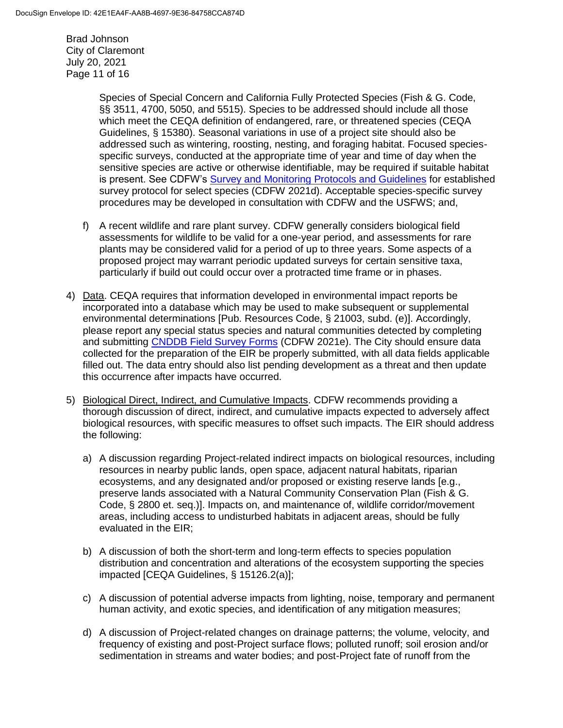Species of Special Concern and California Fully Protected Species (Fish & G. Code, §§ 3511, 4700, 5050, and 5515). Species to be addressed should include all those which meet the CEQA definition of endangered, rare, or threatened species (CEQA Guidelines, § 15380). Seasonal variations in use of a project site should also be addressed such as wintering, roosting, nesting, and foraging habitat. Focused species-specific surveys, conducted at the appropriate time of year and time of day when the sensitive species are active or otherwise identifiable, may be required if suitable habitat is present. See CDFW's [Survey and Monitoring Protocols and Guidelines](#) for established survey protocol for select species (CDFW 2021d). Acceptable species-specific survey procedures may be developed in consultation with CDFW and the USFWS; and,

   f) A recent wildlife and rare plant survey. CDFW generally considers biological field assessments for wildlife to be valid for a one-year period, and assessments for rare plants may be considered valid for a period of up to three years. Some aspects of a proposed project may warrant periodic updated surveys for certain sensitive taxa, particularly if build out could occur over a protracted time frame or in phases.

4) <u>Data</u>. CEQA requires that information developed in environmental impact reports be incorporated into a database which may be used to make subsequent or supplemental environmental determinations [Pub. Resources Code, § 21003, subd. (e)]. Accordingly, please report any special status species and natural communities detected by completing and submitting [CNDDB Field Survey Forms](#) (CDFW 2021e). The City should ensure data collected for the preparation of the EIR be properly submitted, with all data fields applicable filled out. The data entry should also list pending development as a threat and then update this occurrence after impacts have occurred.

5) <u>Biological Direct, Indirect, and Cumulative Impacts</u>. CDFW recommends providing a thorough discussion of direct, indirect, and cumulative impacts expected to adversely affect biological resources, with specific measures to offset such impacts. The EIR should address the following:

   a) A discussion regarding Project-related indirect impacts on biological resources, including resources in nearby public lands, open space, adjacent natural habitats, riparian ecosystems, and any designated and/or proposed or existing reserve lands [e.g., preserve lands associated with a Natural Community Conservation Plan (Fish & G. Code, § 2800 et. seq.)]. Impacts on, and maintenance of, wildlife corridor/movement areas, including access to undisturbed habitats in adjacent areas, should be fully evaluated in the EIR;

   b) A discussion of both the short-term and long-term effects to species population distribution and concentration and alterations of the ecosystem supporting the species impacted [CEQA Guidelines, § 15126.2(a)];

   c) A discussion of potential adverse impacts from lighting, noise, temporary and permanent human activity, and exotic species, and identification of any mitigation measures;

   d) A discussion of Project-related changes on drainage patterns; the volume, velocity, and frequency of existing and post-Project surface flows; polluted runoff; soil erosion and/or sedimentation in streams and water bodies; and post-Project fate of runoff from the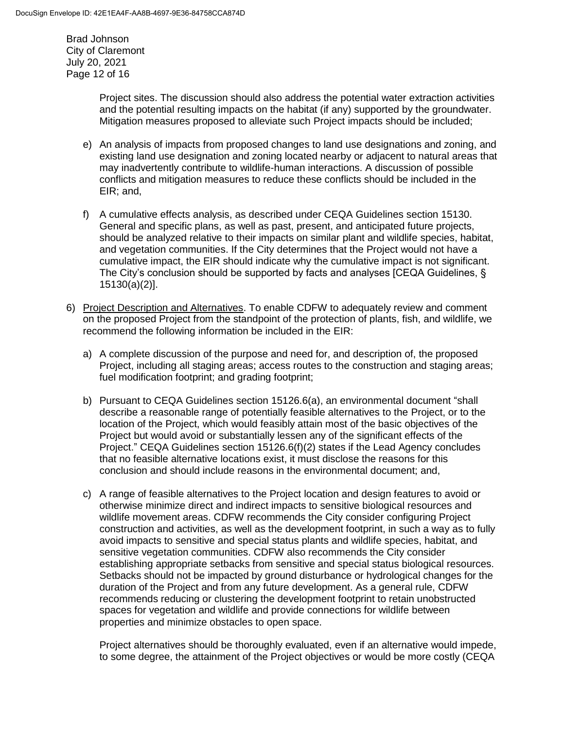Project sites. The discussion should also address the potential water extraction activities and the potential resulting impacts on the habitat (if any) supported by the groundwater. Mitigation measures proposed to alleviate such Project impacts should be included;

e) An analysis of impacts from proposed changes to land use designations and zoning, and existing land use designation and zoning located nearby or adjacent to natural areas that may inadvertently contribute to wildlife-human interactions. A discussion of possible conflicts and mitigation measures to reduce these conflicts should be included in the EIR; and,

f) A cumulative effects analysis, as described under CEQA Guidelines section 15130. General and specific plans, as well as past, present, and anticipated future projects, should be analyzed relative to their impacts on similar plant and wildlife species, habitat, and vegetation communities. If the City determines that the Project would not have a cumulative impact, the EIR should indicate why the cumulative impact is not significant. The City's conclusion should be supported by facts and analyses [CEQA Guidelines, § 15130(a)(2)].

6) Project Description and Alternatives. To enable CDFW to adequately review and comment on the proposed Project from the standpoint of the protection of plants, fish, and wildlife, we recommend the following information be included in the EIR:

   a) A complete discussion of the purpose and need for, and description of, the proposed Project, including all staging areas; access routes to the construction and staging areas; fuel modification footprint; and grading footprint;

   b) Pursuant to CEQA Guidelines section 15126.6(a), an environmental document "shall describe a reasonable range of potentially feasible alternatives to the Project, or to the location of the Project, which would feasibly attain most of the basic objectives of the Project but would avoid or substantially lessen any of the significant effects of the Project." CEQA Guidelines section 15126.6(f)(2) states if the Lead Agency concludes that no feasible alternative locations exist, it must disclose the reasons for this conclusion and should include reasons in the environmental document; and,

   c) A range of feasible alternatives to the Project location and design features to avoid or otherwise minimize direct and indirect impacts to sensitive biological resources and wildlife movement areas. CDFW recommends the City consider configuring Project construction and activities, as well as the development footprint, in such a way as to fully avoid impacts to sensitive and special status plants and wildlife species, habitat, and sensitive vegetation communities. CDFW also recommends the City consider establishing appropriate setbacks from sensitive and special status biological resources. Setbacks should not be impacted by ground disturbance or hydrological changes for the duration of the Project and from any future development. As a general rule, CDFW recommends reducing or clustering the development footprint to retain unobstructed spaces for vegetation and wildlife and provide connections for wildlife between properties and minimize obstacles to open space.

   Project alternatives should be thoroughly evaluated, even if an alternative would impede, to some degree, the attainment of the Project objectives or would be more costly (CEQA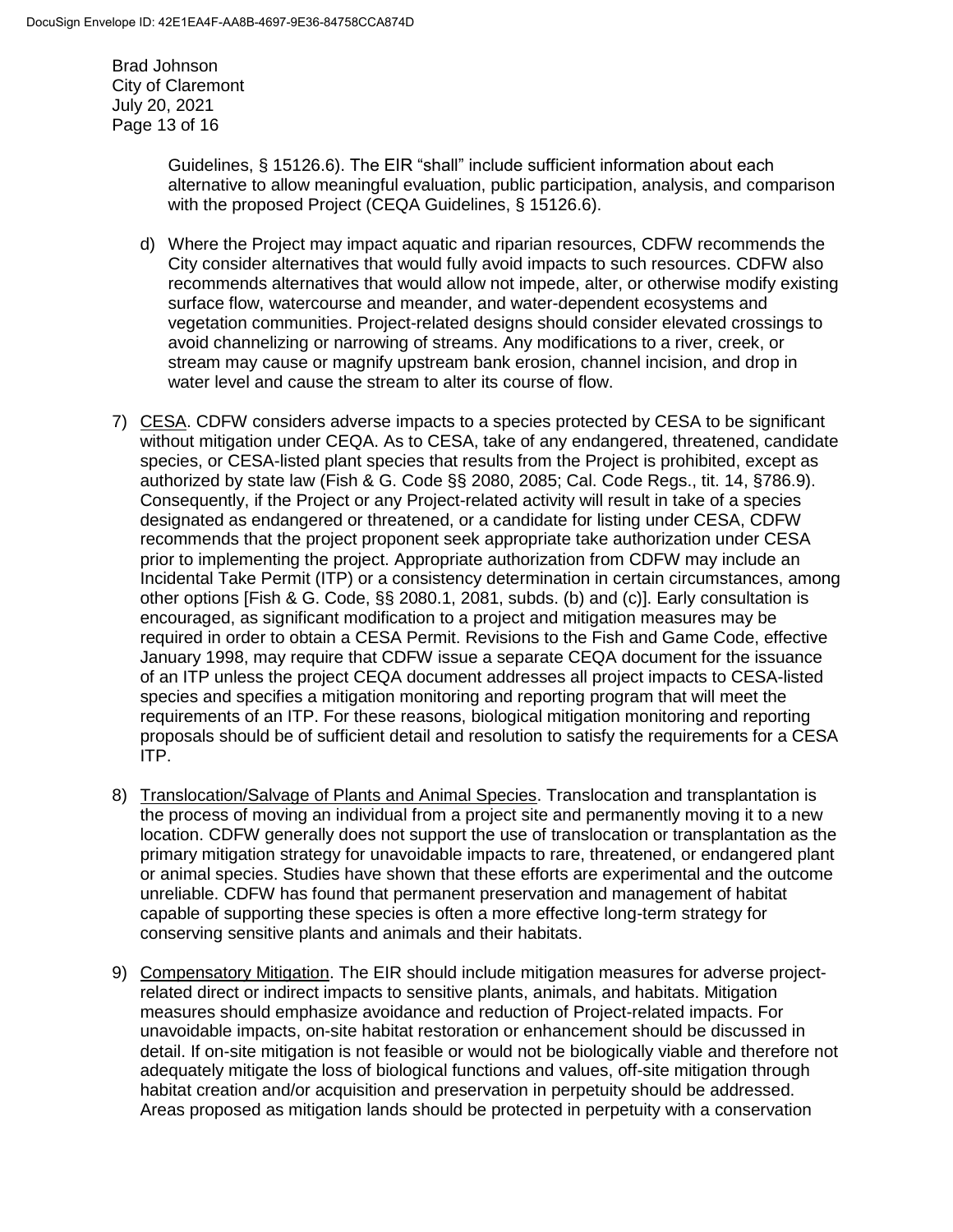Guidelines, § 15126.6). The EIR "shall" include sufficient information about each alternative to allow meaningful evaluation, public participation, analysis, and comparison with the proposed Project (CEQA Guidelines, § 15126.6).

d) Where the Project may impact aquatic and riparian resources, CDFW recommends the City consider alternatives that would fully avoid impacts to such resources. CDFW also recommends alternatives that would allow not impede, alter, or otherwise modify existing surface flow, watercourse and meander, and water-dependent ecosystems and vegetation communities. Project-related designs should consider elevated crossings to avoid channelizing or narrowing of streams. Any modifications to a river, creek, or stream may cause or magnify upstream bank erosion, channel incision, and drop in water level and cause the stream to alter its course of flow.

7) CESA. CDFW considers adverse impacts to a species protected by CESA to be significant without mitigation under CEQA. As to CESA, take of any endangered, threatened, candidate species, or CESA-listed plant species that results from the Project is prohibited, except as authorized by state law (Fish & G. Code §§ 2080, 2085; Cal. Code Regs., tit. 14, §786.9). Consequently, if the Project or any Project-related activity will result in take of a species designated as endangered or threatened, or a candidate for listing under CESA, CDFW recommends that the project proponent seek appropriate take authorization under CESA prior to implementing the project. Appropriate authorization from CDFW may include an Incidental Take Permit (ITP) or a consistency determination in certain circumstances, among other options [Fish & G. Code, §§ 2080.1, 2081, subds. (b) and (c)]. Early consultation is encouraged, as significant modification to a project and mitigation measures may be required in order to obtain a CESA Permit. Revisions to the Fish and Game Code, effective January 1998, may require that CDFW issue a separate CEQA document for the issuance of an ITP unless the project CEQA document addresses all project impacts to CESA-listed species and specifies a mitigation monitoring and reporting program that will meet the requirements of an ITP. For these reasons, biological mitigation monitoring and reporting proposals should be of sufficient detail and resolution to satisfy the requirements for a CESA ITP.

8) Translocation/Salvage of Plants and Animal Species. Translocation and transplantation is the process of moving an individual from a project site and permanently moving it to a new location. CDFW generally does not support the use of translocation or transplantation as the primary mitigation strategy for unavoidable impacts to rare, threatened, or endangered plant or animal species. Studies have shown that these efforts are experimental and the outcome unreliable. CDFW has found that permanent preservation and management of habitat capable of supporting these species is often a more effective long-term strategy for conserving sensitive plants and animals and their habitats.

9) Compensatory Mitigation. The EIR should include mitigation measures for adverse project-related direct or indirect impacts to sensitive plants, animals, and habitats. Mitigation measures should emphasize avoidance and reduction of Project-related impacts. For unavoidable impacts, on-site habitat restoration or enhancement should be discussed in detail. If on-site mitigation is not feasible or would not be biologically viable and therefore not adequately mitigate the loss of biological functions and values, off-site mitigation through habitat creation and/or acquisition and preservation in perpetuity should be addressed. Areas proposed as mitigation lands should be protected in perpetuity with a conservation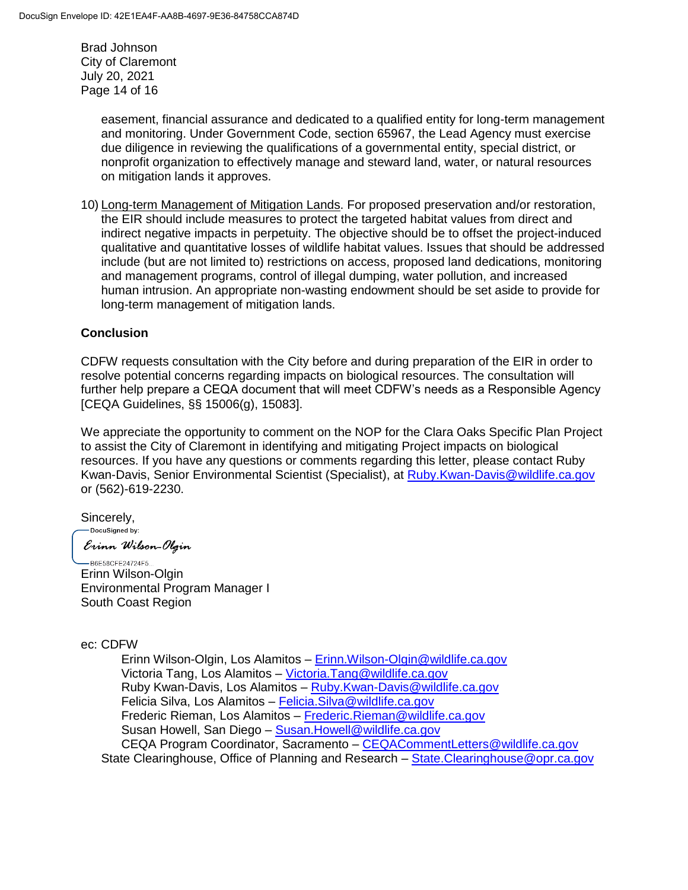easement, financial assurance and dedicated to a qualified entity for long-term management and monitoring. Under Government Code, section 65967, the Lead Agency must exercise due diligence in reviewing the qualifications of a governmental entity, special district, or nonprofit organization to effectively manage and steward land, water, or natural resources on mitigation lands it approves.

10) Long-term Management of Mitigation Lands. For proposed preservation and/or restoration, the EIR should include measures to protect the targeted habitat values from direct and indirect negative impacts in perpetuity. The objective should be to offset the project-induced qualitative and quantitative losses of wildlife habitat values. Issues that should be addressed include (but are not limited to) restrictions on access, proposed land dedications, monitoring and management programs, control of illegal dumping, water pollution, and increased human intrusion. An appropriate non-wasting endowment should be set aside to provide for long-term management of mitigation lands.

## Conclusion

CDFW requests consultation with the City before and during preparation of the EIR in order to resolve potential concerns regarding impacts on biological resources. The consultation will further help prepare a CEQA document that will meet CDFW's needs as a Responsible Agency [CEQA Guidelines, §§ 15006(g), 15083].

We appreciate the opportunity to comment on the NOP for the Clara Oaks Specific Plan Project to assist the City of Claremont in identifying and mitigating Project impacts on biological resources. If you have any questions or comments regarding this letter, please contact Ruby Kwan-Davis, Senior Environmental Scientist (Specialist), at Ruby.Kwan-Davis@wildlife.ca.gov or (562)-619-2230.

Sincerely,

DocuSigned by:
Erinn Wilson-Olgin
B6E58CFE24724F5...

Erinn Wilson-Olgin
Environmental Program Manager I
South Coast Region

ec: CDFW
Erinn Wilson-Olgin, Los Alamitos – Erinn.Wilson-Olgin@wildlife.ca.gov
Victoria Tang, Los Alamitos – Victoria.Tang@wildlife.ca.gov
Ruby Kwan-Davis, Los Alamitos – Ruby.Kwan-Davis@wildlife.ca.gov
Felicia Silva, Los Alamitos – Felicia.Silva@wildlife.ca.gov
Frederic Rieman, Los Alamitos – Frederic.Rieman@wildlife.ca.gov
Susan Howell, San Diego – Susan.Howell@wildlife.ca.gov
CEQA Program Coordinator, Sacramento – CEQACommentLetters@wildlife.ca.gov
State Clearinghouse, Office of Planning and Research – State.Clearinghouse@opr.ca.gov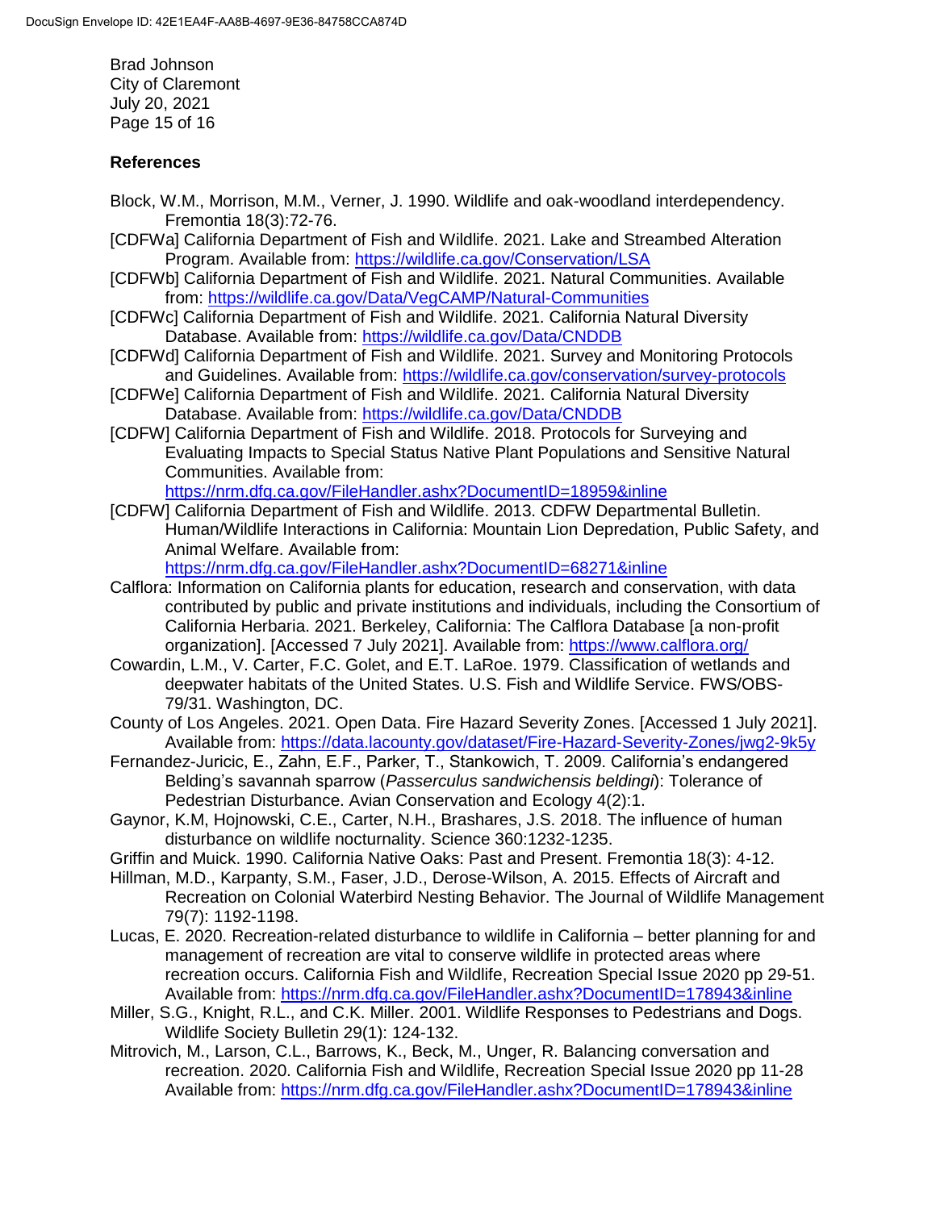## References

Block, W.M., Morrison, M.M., Verner, J. 1990. Wildlife and oak-woodland interdependency. Fremontia 18(3):72-76.

[CDFWa] California Department of Fish and Wildlife. 2021. Lake and Streambed Alteration Program. Available from: https://wildlife.ca.gov/Conservation/LSA

[CDFWb] California Department of Fish and Wildlife. 2021. Natural Communities. Available from: https://wildlife.ca.gov/Data/VegCAMP/Natural-Communities

[CDFWc] California Department of Fish and Wildlife. 2021. California Natural Diversity Database. Available from: https://wildlife.ca.gov/Data/CNDDB

[CDFWd] California Department of Fish and Wildlife. 2021. Survey and Monitoring Protocols and Guidelines. Available from: https://wildlife.ca.gov/conservation/survey-protocols

[CDFWe] California Department of Fish and Wildlife. 2021. California Natural Diversity Database. Available from: https://wildlife.ca.gov/Data/CNDDB

[CDFW] California Department of Fish and Wildlife. 2018. Protocols for Surveying and Evaluating Impacts to Special Status Native Plant Populations and Sensitive Natural Communities. Available from: https://nrm.dfg.ca.gov/FileHandler.ashx?DocumentID=18959&inline

[CDFW] California Department of Fish and Wildlife. 2013. CDFW Departmental Bulletin. Human/Wildlife Interactions in California: Mountain Lion Depredation, Public Safety, and Animal Welfare. Available from: https://nrm.dfg.ca.gov/FileHandler.ashx?DocumentID=68271&inline

Calflora: Information on California plants for education, research and conservation, with data contributed by public and private institutions and individuals, including the Consortium of California Herbaria. 2021. Berkeley, California: The Calflora Database [a non-profit organization]. [Accessed 7 July 2021]. Available from: https://www.calflora.org/

Cowardin, L.M., V. Carter, F.C. Golet, and E.T. LaRoe. 1979. Classification of wetlands and deepwater habitats of the United States. U.S. Fish and Wildlife Service. FWS/OBS-79/31. Washington, DC.

County of Los Angeles. 2021. Open Data. Fire Hazard Severity Zones. [Accessed 1 July 2021]. Available from: https://data.lacounty.gov/dataset/Fire-Hazard-Severity-Zones/jwg2-9k5y

Fernandez-Juricic, E., Zahn, E.F., Parker, T., Stankowich, T. 2009. California's endangered Belding's savannah sparrow (*Passerculus sandwichensis beldingi*): Tolerance of Pedestrian Disturbance. Avian Conservation and Ecology 4(2):1.

Gaynor, K.M, Hojnowski, C.E., Carter, N.H., Brashares, J.S. 2018. The influence of human disturbance on wildlife nocturnality. Science 360:1232-1235.

Griffin and Muick. 1990. California Native Oaks: Past and Present. Fremontia 18(3): 4-12.

Hillman, M.D., Karpanty, S.M., Faser, J.D., Derose-Wilson, A. 2015. Effects of Aircraft and Recreation on Colonial Waterbird Nesting Behavior. The Journal of Wildlife Management 79(7): 1192-1198.

Lucas, E. 2020. Recreation-related disturbance to wildlife in California – better planning for and management of recreation are vital to conserve wildlife in protected areas where recreation occurs. California Fish and Wildlife, Recreation Special Issue 2020 pp 29-51. Available from: https://nrm.dfg.ca.gov/FileHandler.ashx?DocumentID=178943&inline

Miller, S.G., Knight, R.L., and C.K. Miller. 2001. Wildlife Responses to Pedestrians and Dogs. Wildlife Society Bulletin 29(1): 124-132.

Mitrovich, M., Larson, C.L., Barrows, K., Beck, M., Unger, R. Balancing conversation and recreation. 2020. California Fish and Wildlife, Recreation Special Issue 2020 pp 11-28 Available from: https://nrm.dfg.ca.gov/FileHandler.ashx?DocumentID=178943&inline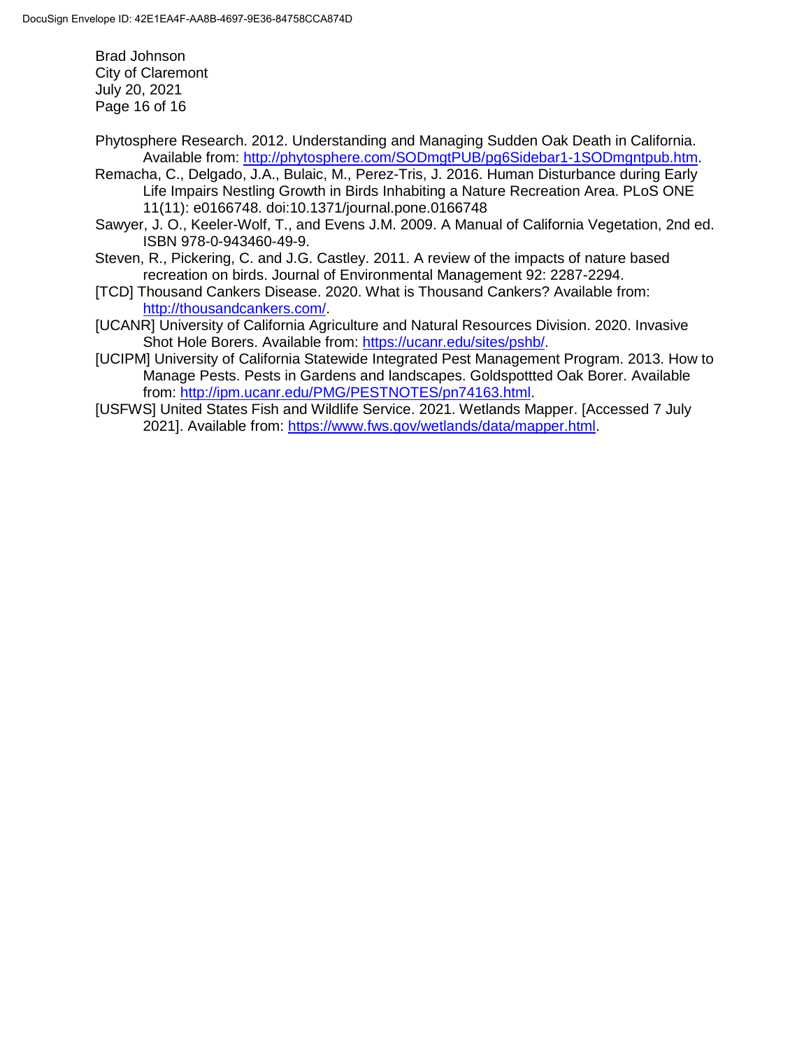Phytosphere Research. 2012. Understanding and Managing Sudden Oak Death in California. Available from: http://phytosphere.com/SODmgtPUB/pg6Sidebar1-1SODmgntpub.htm.

Remacha, C., Delgado, J.A., Bulaic, M., Perez-Tris, J. 2016. Human Disturbance during Early Life Impairs Nestling Growth in Birds Inhabiting a Nature Recreation Area. PLoS ONE 11(11): e0166748. doi:10.1371/journal.pone.0166748

Sawyer, J. O., Keeler-Wolf, T., and Evens J.M. 2009. A Manual of California Vegetation, 2nd ed. ISBN 978-0-943460-49-9.

Steven, R., Pickering, C. and J.G. Castley. 2011. A review of the impacts of nature based recreation on birds. Journal of Environmental Management 92: 2287-2294.

[TCD] Thousand Cankers Disease. 2020. What is Thousand Cankers? Available from: http://thousandcankers.com/.

[UCANR] University of California Agriculture and Natural Resources Division. 2020. Invasive Shot Hole Borers. Available from: https://ucanr.edu/sites/pshb/.

[UCIPM] University of California Statewide Integrated Pest Management Program. 2013. How to Manage Pests. Pests in Gardens and landscapes. Goldspottted Oak Borer. Available from: http://ipm.ucanr.edu/PMG/PESTNOTES/pn74163.html.

[USFWS] United States Fish and Wildlife Service. 2021. Wetlands Mapper. [Accessed 7 July 2021]. Available from: https://www.fws.gov/wetlands/data/mapper.html.